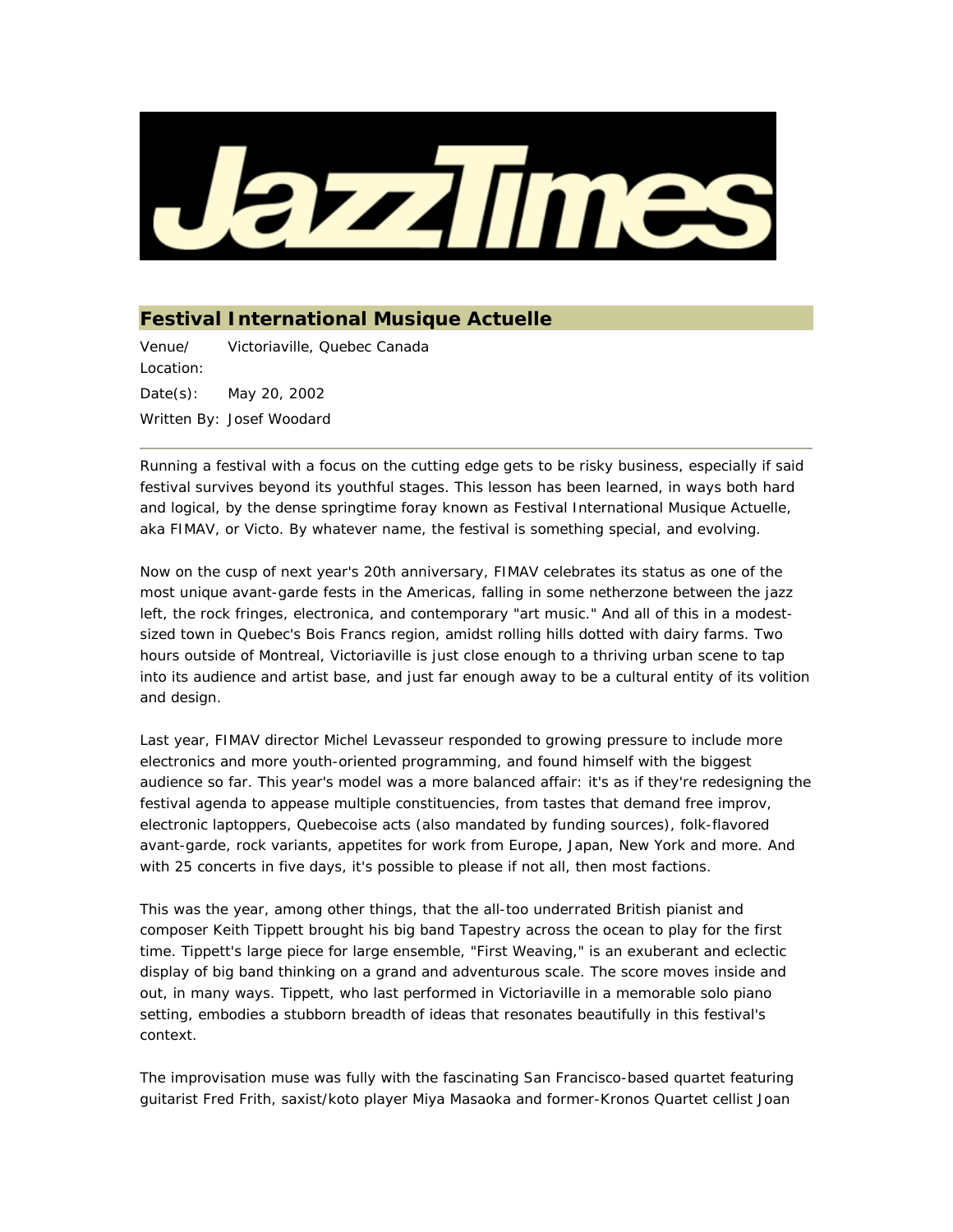# JazzTimes

## Festival International Musique Actuelle

| | |
|---|---|
| Venue/ Location: | Victoriaville, Quebec Canada |
| Date(s): | May 20, 2002 |
| Written By: | Josef Woodard |

---

Running a festival with a focus on the cutting edge gets to be risky business, especially if said festival survives beyond its youthful stages. This lesson has been learned, in ways both hard and logical, by the dense springtime foray known as Festival International Musique Actuelle, aka FIMAV, or Victo. By whatever name, the festival is something special, and evolving.

Now on the cusp of next year's 20th anniversary, FIMAV celebrates its status as one of the most unique avant-garde fests in the Americas, falling in some netherzone between the jazz left, the rock fringes, electronica, and contemporary "art music." And all of this in a modest-sized town in Quebec's Bois Francs region, amidst rolling hills dotted with dairy farms. Two hours outside of Montreal, Victoriaville is just close enough to a thriving urban scene to tap into its audience and artist base, and just far enough away to be a cultural entity of its volition and design.

Last year, FIMAV director Michel Levasseur responded to growing pressure to include more electronics and more youth-oriented programming, and found himself with the biggest audience so far. This year's model was a more balanced affair: it's as if they're redesigning the festival agenda to appease multiple constituencies, from tastes that demand free improv, electronic laptoppers, Quebecoise acts (also mandated by funding sources), folk-flavored avant-garde, rock variants, appetites for work from Europe, Japan, New York and more. And with 25 concerts in five days, it's possible to please if not all, then most factions.

This was the year, among other things, that the all-too underrated British pianist and composer Keith Tippett brought his big band Tapestry across the ocean to play for the first time. Tippett's large piece for large ensemble, "First Weaving," is an exuberant and eclectic display of big band thinking on a grand and adventurous scale. The score moves inside and out, in many ways. Tippett, who last performed in Victoriaville in a memorable solo piano setting, embodies a stubborn breadth of ideas that resonates beautifully in this festival's context.

The improvisation muse was fully with the fascinating San Francisco-based quartet featuring guitarist Fred Frith, saxist/koto player Miya Masaoka and former-Kronos Quartet cellist Joan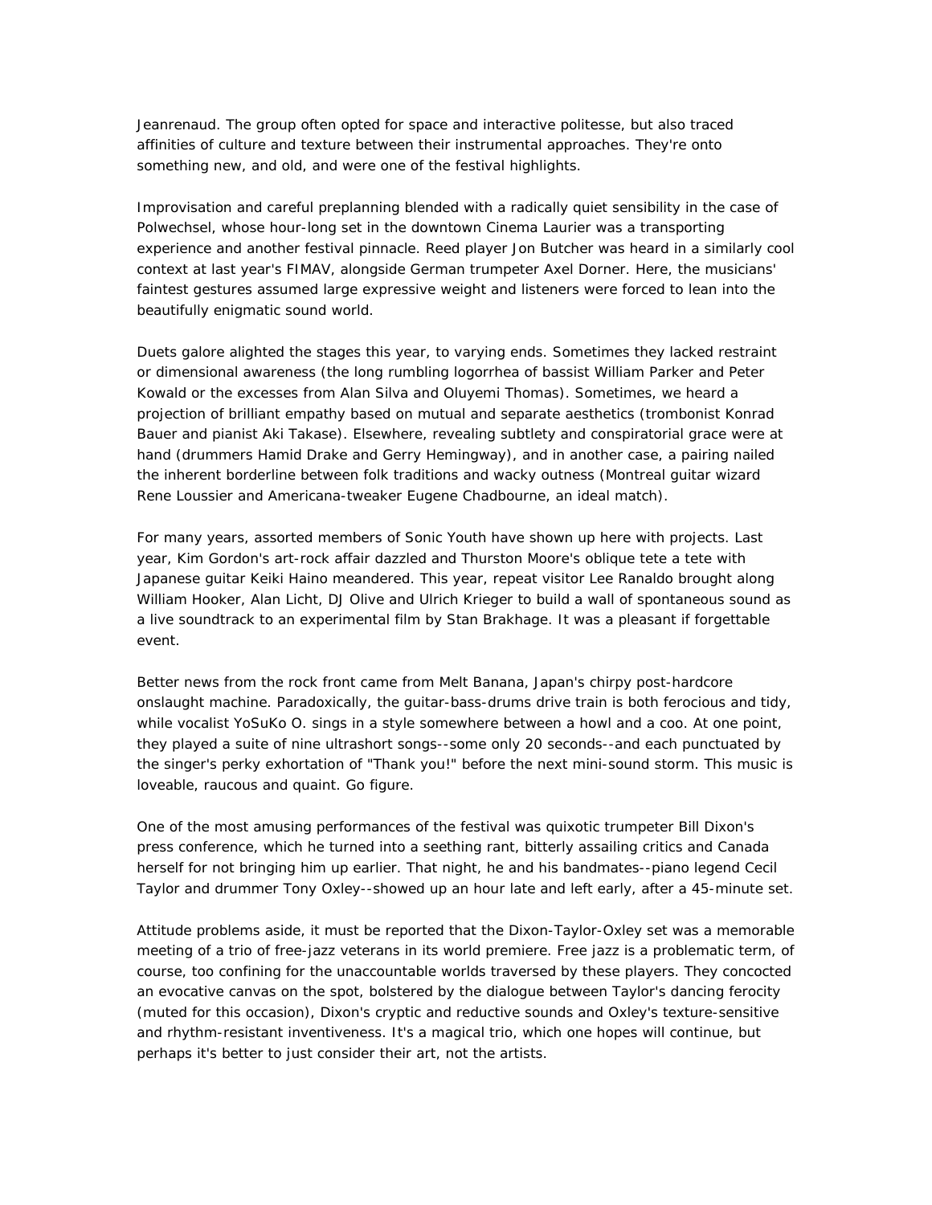Jeanrenaud. The group often opted for space and interactive politesse, but also traced affinities of culture and texture between their instrumental approaches. They're onto something new, and old, and were one of the festival highlights.

Improvisation and careful preplanning blended with a radically quiet sensibility in the case of Polwechsel, whose hour-long set in the downtown Cinema Laurier was a transporting experience and another festival pinnacle. Reed player Jon Butcher was heard in a similarly cool context at last year's FIMAV, alongside German trumpeter Axel Dorner. Here, the musicians' faintest gestures assumed large expressive weight and listeners were forced to lean into the beautifully enigmatic sound world.

Duets galore alighted the stages this year, to varying ends. Sometimes they lacked restraint or dimensional awareness (the long rumbling logorrhea of bassist William Parker and Peter Kowald or the excesses from Alan Silva and Oluyemi Thomas). Sometimes, we heard a projection of brilliant empathy based on mutual and separate aesthetics (trombonist Konrad Bauer and pianist Aki Takase). Elsewhere, revealing subtlety and conspiratorial grace were at hand (drummers Hamid Drake and Gerry Hemingway), and in another case, a pairing nailed the inherent borderline between folk traditions and wacky outness (Montreal guitar wizard Rene Loussier and Americana-tweaker Eugene Chadbourne, an ideal match).

For many years, assorted members of Sonic Youth have shown up here with projects. Last year, Kim Gordon's art-rock affair dazzled and Thurston Moore's oblique tete a tete with Japanese guitar Keiki Haino meandered. This year, repeat visitor Lee Ranaldo brought along William Hooker, Alan Licht, DJ Olive and Ulrich Krieger to build a wall of spontaneous sound as a live soundtrack to an experimental film by Stan Brakhage. It was a pleasant if forgettable event.

Better news from the rock front came from Melt Banana, Japan's chirpy post-hardcore onslaught machine. Paradoxically, the guitar-bass-drums drive train is both ferocious and tidy, while vocalist YoSuKo O. sings in a style somewhere between a howl and a coo. At one point, they played a suite of nine ultrashort songs--some only 20 seconds--and each punctuated by the singer's perky exhortation of "Thank you!" before the next mini-sound storm. This music is loveable, raucous and quaint. Go figure.

One of the most amusing performances of the festival was quixotic trumpeter Bill Dixon's press conference, which he turned into a seething rant, bitterly assailing critics and Canada herself for not bringing him up earlier. That night, he and his bandmates--piano legend Cecil Taylor and drummer Tony Oxley--showed up an hour late and left early, after a 45-minute set.

Attitude problems aside, it must be reported that the Dixon-Taylor-Oxley set was a memorable meeting of a trio of free-jazz veterans in its world premiere. Free jazz is a problematic term, of course, too confining for the unaccountable worlds traversed by these players. They concocted an evocative canvas on the spot, bolstered by the dialogue between Taylor's dancing ferocity (muted for this occasion), Dixon's cryptic and reductive sounds and Oxley's texture-sensitive and rhythm-resistant inventiveness. It's a magical trio, which one hopes will continue, but perhaps it's better to just consider their art, not the artists.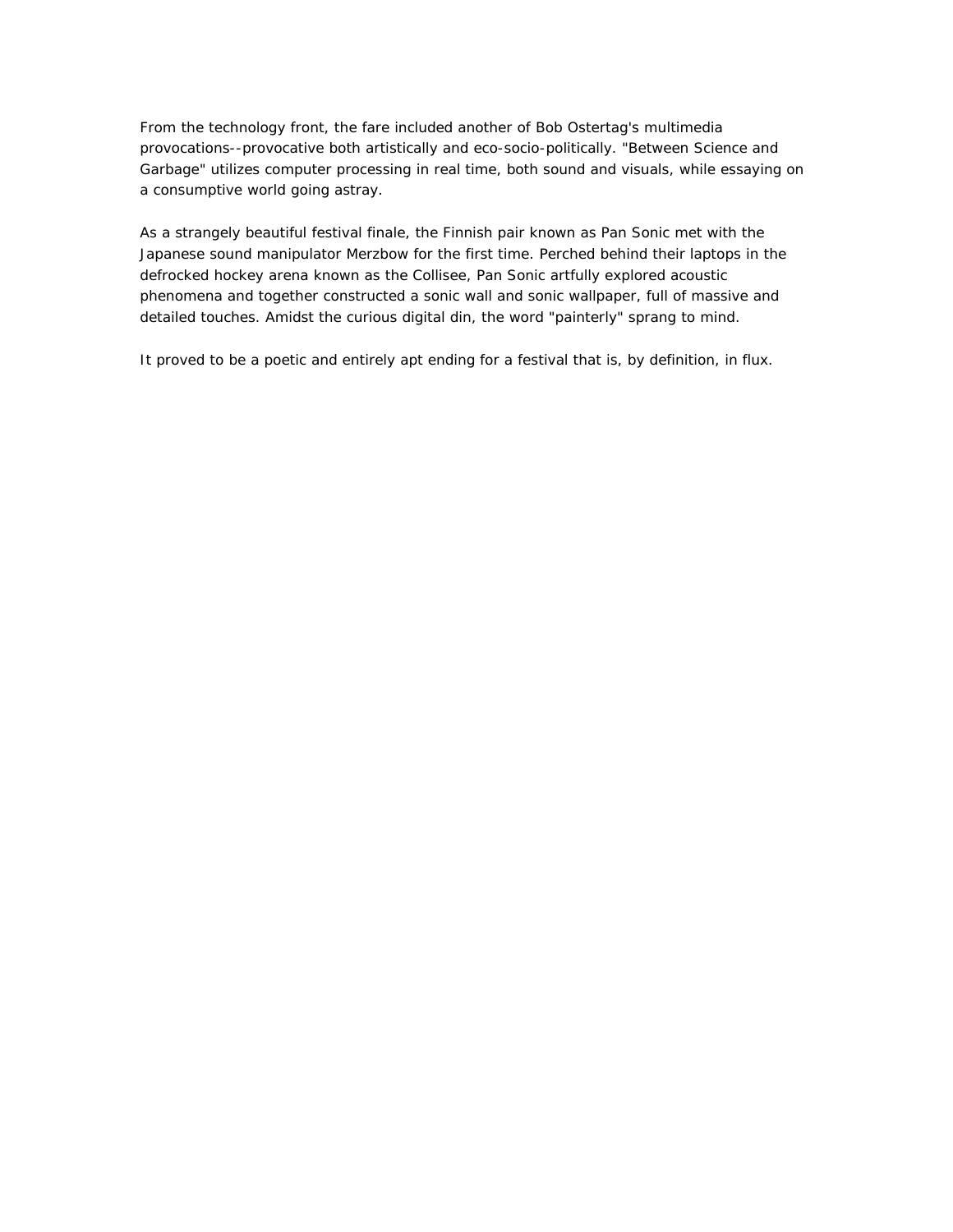From the technology front, the fare included another of Bob Ostertag's multimedia provocations--provocative both artistically and eco-socio-politically. "Between Science and Garbage" utilizes computer processing in real time, both sound and visuals, while essaying on a consumptive world going astray.

As a strangely beautiful festival finale, the Finnish pair known as Pan Sonic met with the Japanese sound manipulator Merzbow for the first time. Perched behind their laptops in the defrocked hockey arena known as the Collisee, Pan Sonic artfully explored acoustic phenomena and together constructed a sonic wall and sonic wallpaper, full of massive and detailed touches. Amidst the curious digital din, the word "painterly" sprang to mind.

It proved to be a poetic and entirely apt ending for a festival that is, by definition, in flux.